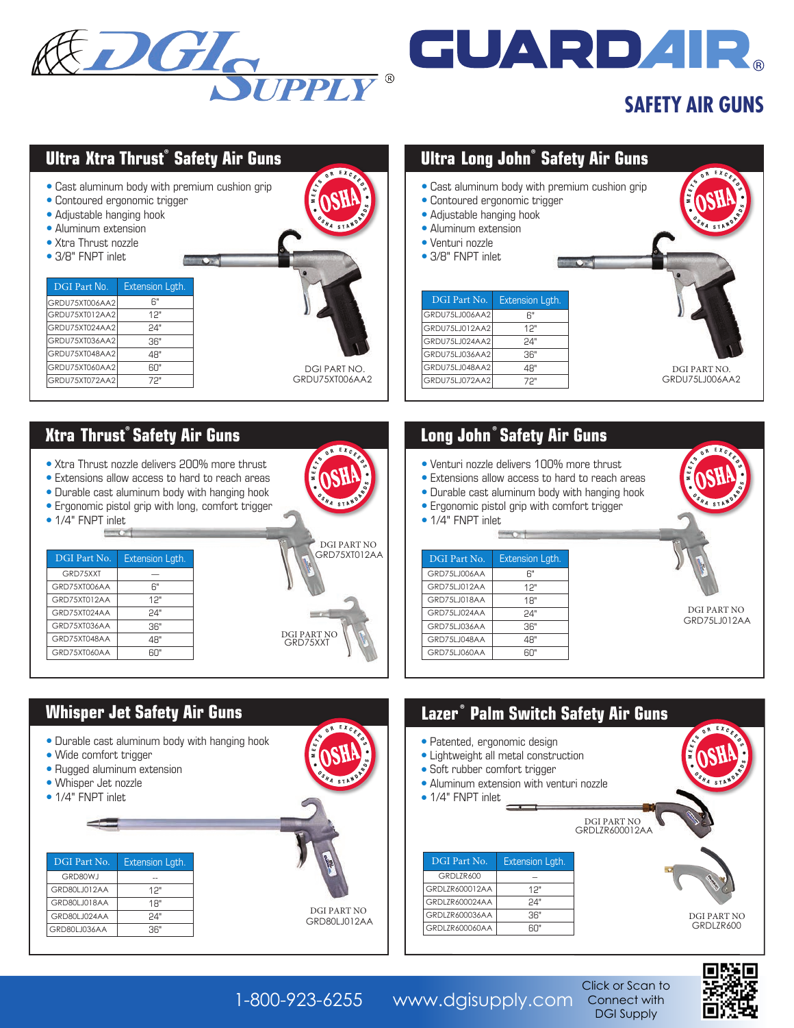# DGI Supply® GUARDAIR®

## SAFETY AIR GUNS

## Ultra Xtra Thrust® Safety Air Guns

- Cast aluminum body with premium cushion grip
- Contoured ergonomic trigger
- Adjustable hanging hook
- Aluminum extension
- Xtra Thrust nozzle
- 3/8" FNPT inlet

MEETS OR EXCEEDS OSHA STANDARDS

| DGI Part No. | Extension Lgth. |
|---|---|
| GRDU75XT006AA2 | 6" |
| GRDU75XT012AA2 | 12" |
| GRDU75XT024AA2 | 24" |
| GRDU75XT036AA2 | 36" |
| GRDU75XT048AA2 | 48" |
| GRDU75XT060AA2 | 60" |
| GRDU75XT072AA2 | 72" |

DGI PART NO. GRDU75XT006AA2

## Ultra Long John® Safety Air Guns

- Cast aluminum body with premium cushion grip
- Contoured ergonomic trigger
- Adjustable hanging hook
- Aluminum extension
- Venturi nozzle
- 3/8" FNPT inlet

MEETS OR EXCEEDS OSHA STANDARDS

| DGI Part No. | Extension Lgth. |
|---|---|
| GRDU75LJ006AA2 | 6" |
| GRDU75LJ012AA2 | 12" |
| GRDU75LJ024AA2 | 24" |
| GRDU75LJ036AA2 | 36" |
| GRDU75LJ048AA2 | 48" |
| GRDU75LJ072AA2 | 72" |

DGI PART NO. GRDU75LJ006AA2

## Xtra Thrust® Safety Air Guns

- Xtra Thrust nozzle delivers 200% more thrust
- Extensions allow access to hard to reach areas
- Durable cast aluminum body with hanging hook
- Ergonomic pistol grip with long, comfort trigger
- 1/4" FNPT inlet

MEETS OR EXCEEDS OSHA STANDARDS

| DGI Part No. | Extension Lgth. |
|---|---|
| GRD75XXT | — |
| GRD75XT006AA | 6" |
| GRD75XT012AA | 12" |
| GRD75XT024AA | 24" |
| GRD75XT036AA | 36" |
| GRD75XT048AA | 48" |
| GRD75XT060AA | 60" |

DGI PART NO GRD75XT012AA

DGI PART NO GRD75XXT

## Long John® Safety Air Guns

- Venturi nozzle delivers 100% more thrust
- Extensions allow access to hard to reach areas
- Durable cast aluminum body with hanging hook
- Ergonomic pistol grip with comfort trigger
- 1/4" FNPT inlet

MEETS OR EXCEEDS OSHA STANDARDS

| DGI Part No. | Extension Lgth. |
|---|---|
| GRD75LJ006AA | 6" |
| GRD75LJ012AA | 12" |
| GRD75LJ018AA | 18" |
| GRD75LJ024AA | 24" |
| GRD75LJ036AA | 36" |
| GRD75LJ048AA | 48" |
| GRD75LJ060AA | 60" |

DGI PART NO GRD75LJ012AA

## Whisper Jet Safety Air Guns

- Durable cast aluminum body with hanging hook
- Wide comfort trigger
- Rugged aluminum extension
- Whisper Jet nozzle
- 1/4" FNPT inlet

MEETS OR EXCEEDS OSHA STANDARDS

| DGI Part No. | Extension Lgth. |
|---|---|
| GRD80WJ | -- |
| GRD80LJ012AA | 12" |
| GRD80LJ018AA | 18" |
| GRD80LJ024AA | 24" |
| GRD80LJ036AA | 36" |

DGI PART NO GRD80LJ012AA

## Lazer® Palm Switch Safety Air Guns

- Patented, ergonomic design
- Lightweight all metal construction
- Soft rubber comfort trigger
- Aluminum extension with venturi nozzle
- 1/4" FNPT inlet

MEETS OR EXCEEDS OSHA STANDARDS

DGI PART NO GRDLZR600012AA

| DGI Part No. | Extension Lgth. |
|---|---|
| GRDLZR600 | – |
| GRDLZR600012AA | 12" |
| GRDLZR600024AA | 24" |
| GRDLZR600036AA | 36" |
| GRDLZR600060AA | 60" |

DGI PART NO GRDLZR600

1-800-923-6255 www.dgisupply.com Click or Scan to Connect with DGI Supply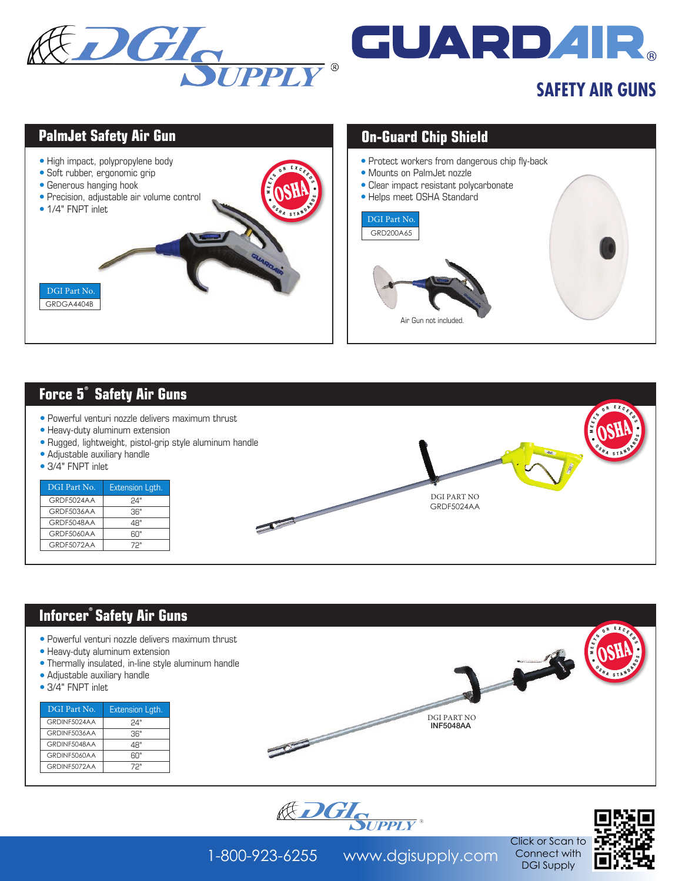# GUARDAIR®

## SAFETY AIR GUNS

## PalmJet Safety Air Gun

- High impact, polypropylene body
- Soft rubber, ergonomic grip
- Generous hanging hook
- Precision, adjustable air volume control
- 1/4" FNPT inlet

| DGI Part No. |
| --- |
| GRDGA4404B |

## On-Guard Chip Shield

- Protect workers from dangerous chip fly-back
- Mounts on PalmJet nozzle
- Clear impact resistant polycarbonate
- Helps meet OSHA Standard

| DGI Part No. |
| --- |
| GRD200A65 |

Air Gun not included.

## Force 5® Safety Air Guns

- Powerful venturi nozzle delivers maximum thrust
- Heavy-duty aluminum extension
- Rugged, lightweight, pistol-grip style aluminum handle
- Adjustable auxiliary handle
- 3/4" FNPT inlet

| DGI Part No. | Extension Lgth. |
| --- | --- |
| GRDF5024AA | 24" |
| GRDF5036AA | 36" |
| GRDF5048AA | 48" |
| GRDF5060AA | 60" |
| GRDF5072AA | 72" |

DGI PART NO
GRDF5024AA

## Inforcer® Safety Air Guns

- Powerful venturi nozzle delivers maximum thrust
- Heavy-duty aluminum extension
- Thermally insulated, in-line style aluminum handle
- Adjustable auxiliary handle
- 3/4" FNPT inlet

| DGI Part No. | Extension Lgth. |
| --- | --- |
| GRDINF5024AA | 24" |
| GRDINF5036AA | 36" |
| GRDINF5048AA | 48" |
| GRDINF5060AA | 60" |
| GRDINF5072AA | 72" |

DGI PART NO
INF5048AA

1-800-923-6255 www.dgisupply.com Click or Scan to Connect with DGI Supply